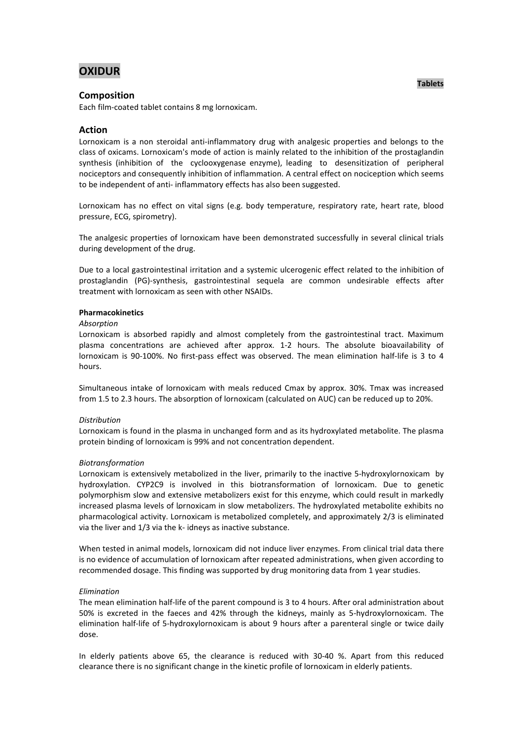# OXIDUR

**Tablets**

## Composition

Each film-coated tablet contains 8 mg lornoxicam.

## Action

Lornoxicam is a non steroidal anti-inflammatory drug with analgesic properties and belongs to the class of oxicams. Lornoxicam's mode of action is mainly related to the inhibition of the prostaglandin synthesis (inhibition of the cyclooxygenase enzyme), leading to desensitization of peripheral nociceptors and consequently inhibition of inflammation. A central effect on nociception which seems to be independent of anti- inflammatory effects has also been suggested.

Lornoxicam has no effect on vital signs (e.g. body temperature, respiratory rate, heart rate, blood pressure, ECG, spirometry).

The analgesic properties of lornoxicam have been demonstrated successfully in several clinical trials during development of the drug.

Due to a local gastrointestinal irritation and a systemic ulcerogenic effect related to the inhibition of prostaglandin (PG)-synthesis, gastrointestinal sequela are common undesirable effects after treatment with lornoxicam as seen with other NSAIDs.

**Pharmacokinetics**

*Absorption*

Lornoxicam is absorbed rapidly and almost completely from the gastrointestinal tract. Maximum plasma concentrations are achieved after approx. 1-2 hours. The absolute bioavailability of lornoxicam is 90-100%. No first-pass effect was observed. The mean elimination half-life is 3 to 4 hours.

Simultaneous intake of lornoxicam with meals reduced Cmax by approx. 30%. Tmax was increased from 1.5 to 2.3 hours. The absorption of lornoxicam (calculated on AUC) can be reduced up to 20%.

*Distribution*

Lornoxicam is found in the plasma in unchanged form and as its hydroxylated metabolite. The plasma protein binding of lornoxicam is 99% and not concentration dependent.

*Biotransformation*

Lornoxicam is extensively metabolized in the liver, primarily to the inactive 5-hydroxylornoxicam by hydroxylation. CYP2C9 is involved in this biotransformation of lornoxicam. Due to genetic polymorphism slow and extensive metabolizers exist for this enzyme, which could result in markedly increased plasma levels of lornoxicam in slow metabolizers. The hydroxylated metabolite exhibits no pharmacological activity. Lornoxicam is metabolized completely, and approximately 2/3 is eliminated via the liver and 1/3 via the k- idneys as inactive substance.

When tested in animal models, lornoxicam did not induce liver enzymes. From clinical trial data there is no evidence of accumulation of lornoxicam after repeated administrations, when given according to recommended dosage. This finding was supported by drug monitoring data from 1 year studies.

*Elimination*

The mean elimination half-life of the parent compound is 3 to 4 hours. After oral administration about 50% is excreted in the faeces and 42% through the kidneys, mainly as 5-hydroxylornoxicam. The elimination half-life of 5-hydroxylornoxicam is about 9 hours after a parenteral single or twice daily dose.

In elderly patients above 65, the clearance is reduced with 30-40 %. Apart from this reduced clearance there is no significant change in the kinetic profile of lornoxicam in elderly patients.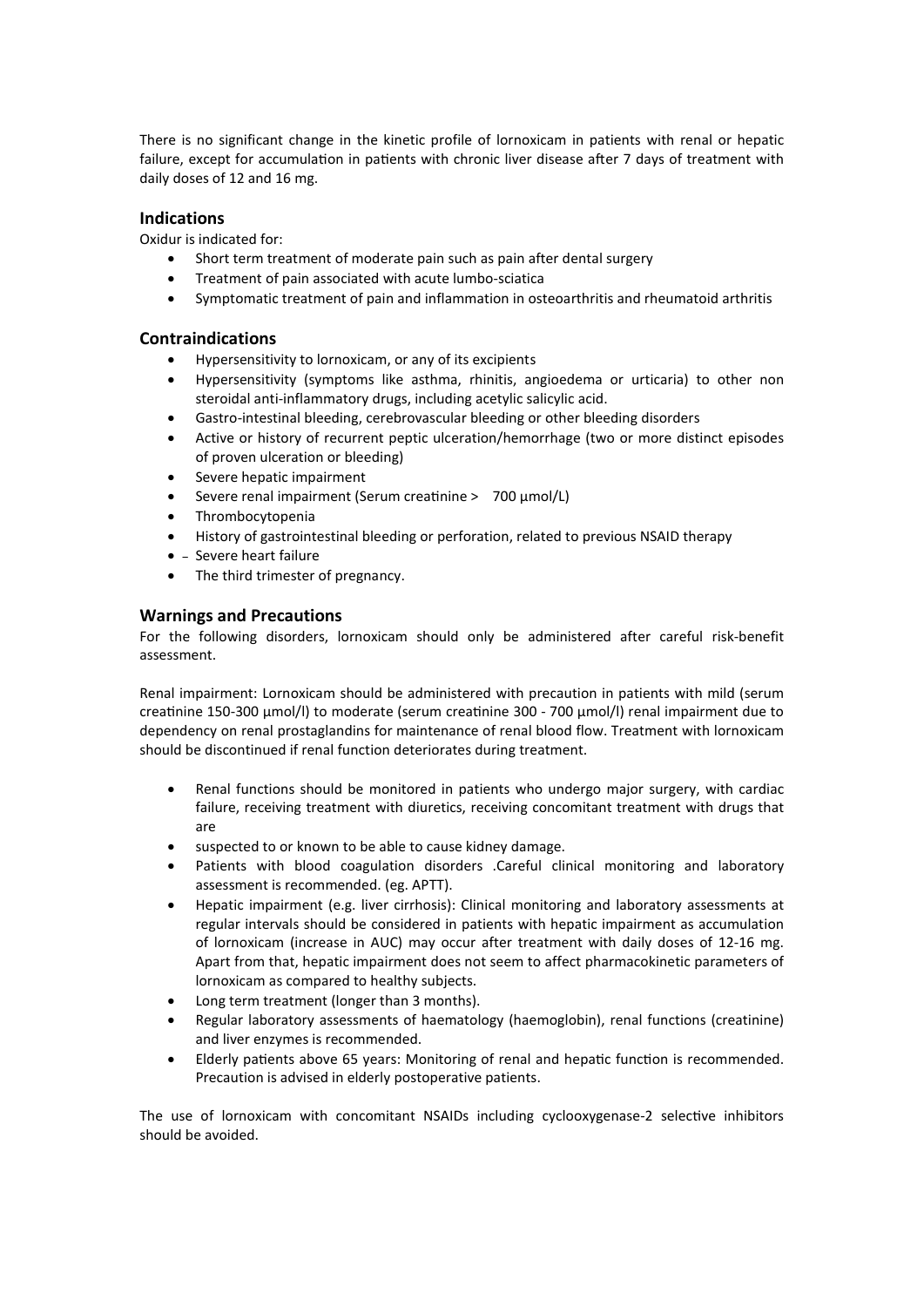There is no significant change in the kinetic profile of lornoxicam in patients with renal or hepatic failure, except for accumulation in patients with chronic liver disease after 7 days of treatment with daily doses of 12 and 16 mg.

## Indications

Oxidur is indicated for:

- Short term treatment of moderate pain such as pain after dental surgery
- Treatment of pain associated with acute lumbo-sciatica
- Symptomatic treatment of pain and inflammation in osteoarthritis and rheumatoid arthritis

## Contraindications

- Hypersensitivity to lornoxicam, or any of its excipients
- Hypersensitivity (symptoms like asthma, rhinitis, angioedema or urticaria) to other non steroidal anti-inflammatory drugs, including acetylic salicylic acid.
- Gastro-intestinal bleeding, cerebrovascular bleeding or other bleeding disorders
- Active or history of recurrent peptic ulceration/hemorrhage (two or more distinct episodes of proven ulceration or bleeding)
- Severe hepatic impairment
- Severe renal impairment (Serum creatinine > 700 µmol/L)
- Thrombocytopenia
- History of gastrointestinal bleeding or perforation, related to previous NSAID therapy
- – Severe heart failure
- The third trimester of pregnancy.

## Warnings and Precautions

For the following disorders, lornoxicam should only be administered after careful risk-benefit assessment.

Renal impairment: Lornoxicam should be administered with precaution in patients with mild (serum creatinine 150-300 µmol/l) to moderate (serum creatinine 300 - 700 µmol/l) renal impairment due to dependency on renal prostaglandins for maintenance of renal blood flow. Treatment with lornoxicam should be discontinued if renal function deteriorates during treatment.

- Renal functions should be monitored in patients who undergo major surgery, with cardiac failure, receiving treatment with diuretics, receiving concomitant treatment with drugs that are
- suspected to or known to be able to cause kidney damage.
- Patients with blood coagulation disorders .Careful clinical monitoring and laboratory assessment is recommended. (eg. APTT).
- Hepatic impairment (e.g. liver cirrhosis): Clinical monitoring and laboratory assessments at regular intervals should be considered in patients with hepatic impairment as accumulation of lornoxicam (increase in AUC) may occur after treatment with daily doses of 12-16 mg. Apart from that, hepatic impairment does not seem to affect pharmacokinetic parameters of lornoxicam as compared to healthy subjects.
- Long term treatment (longer than 3 months).
- Regular laboratory assessments of haematology (haemoglobin), renal functions (creatinine) and liver enzymes is recommended.
- Elderly patients above 65 years: Monitoring of renal and hepatic function is recommended. Precaution is advised in elderly postoperative patients.

The use of lornoxicam with concomitant NSAIDs including cyclooxygenase-2 selective inhibitors should be avoided.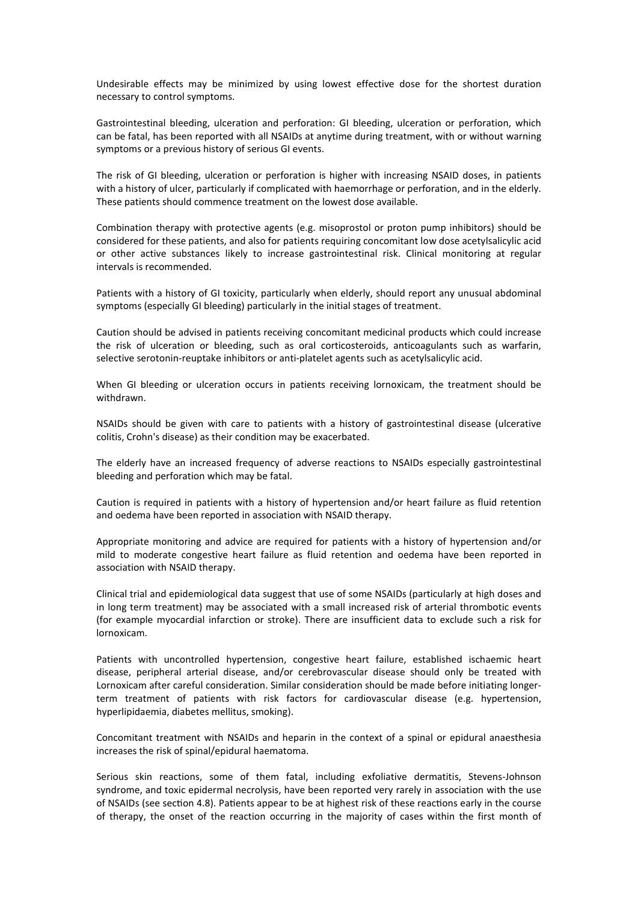Undesirable effects may be minimized by using lowest effective dose for the shortest duration necessary to control symptoms.

Gastrointestinal bleeding, ulceration and perforation: GI bleeding, ulceration or perforation, which can be fatal, has been reported with all NSAIDs at anytime during treatment, with or without warning symptoms or a previous history of serious GI events.

The risk of GI bleeding, ulceration or perforation is higher with increasing NSAID doses, in patients with a history of ulcer, particularly if complicated with haemorrhage or perforation, and in the elderly. These patients should commence treatment on the lowest dose available.

Combination therapy with protective agents (e.g. misoprostol or proton pump inhibitors) should be considered for these patients, and also for patients requiring concomitant low dose acetylsalicylic acid or other active substances likely to increase gastrointestinal risk. Clinical monitoring at regular intervals is recommended.

Patients with a history of GI toxicity, particularly when elderly, should report any unusual abdominal symptoms (especially GI bleeding) particularly in the initial stages of treatment.

Caution should be advised in patients receiving concomitant medicinal products which could increase the risk of ulceration or bleeding, such as oral corticosteroids, anticoagulants such as warfarin, selective serotonin-reuptake inhibitors or anti-platelet agents such as acetylsalicylic acid.

When GI bleeding or ulceration occurs in patients receiving lornoxicam, the treatment should be withdrawn.

NSAIDs should be given with care to patients with a history of gastrointestinal disease (ulcerative colitis, Crohn's disease) as their condition may be exacerbated.

The elderly have an increased frequency of adverse reactions to NSAIDs especially gastrointestinal bleeding and perforation which may be fatal.

Caution is required in patients with a history of hypertension and/or heart failure as fluid retention and oedema have been reported in association with NSAID therapy.

Appropriate monitoring and advice are required for patients with a history of hypertension and/or mild to moderate congestive heart failure as fluid retention and oedema have been reported in association with NSAID therapy.

Clinical trial and epidemiological data suggest that use of some NSAIDs (particularly at high doses and in long term treatment) may be associated with a small increased risk of arterial thrombotic events (for example myocardial infarction or stroke). There are insufficient data to exclude such a risk for lornoxicam.

Patients with uncontrolled hypertension, congestive heart failure, established ischaemic heart disease, peripheral arterial disease, and/or cerebrovascular disease should only be treated with Lornoxicam after careful consideration. Similar consideration should be made before initiating longer-term treatment of patients with risk factors for cardiovascular disease (e.g. hypertension, hyperlipidaemia, diabetes mellitus, smoking).

Concomitant treatment with NSAIDs and heparin in the context of a spinal or epidural anaesthesia increases the risk of spinal/epidural haematoma.

Serious skin reactions, some of them fatal, including exfoliative dermatitis, Stevens-Johnson syndrome, and toxic epidermal necrolysis, have been reported very rarely in association with the use of NSAIDs (see section 4.8). Patients appear to be at highest risk of these reactions early in the course of therapy, the onset of the reaction occurring in the majority of cases within the first month of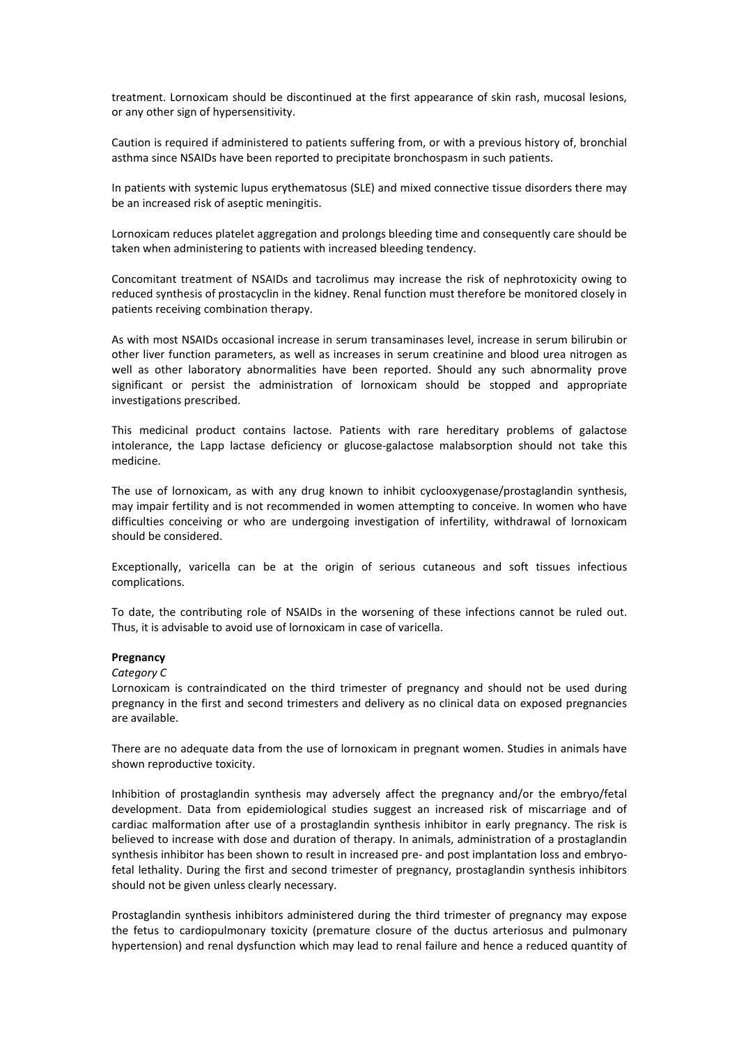treatment. Lornoxicam should be discontinued at the first appearance of skin rash, mucosal lesions, or any other sign of hypersensitivity.

Caution is required if administered to patients suffering from, or with a previous history of, bronchial asthma since NSAIDs have been reported to precipitate bronchospasm in such patients.

In patients with systemic lupus erythematosus (SLE) and mixed connective tissue disorders there may be an increased risk of aseptic meningitis.

Lornoxicam reduces platelet aggregation and prolongs bleeding time and consequently care should be taken when administering to patients with increased bleeding tendency.

Concomitant treatment of NSAIDs and tacrolimus may increase the risk of nephrotoxicity owing to reduced synthesis of prostacyclin in the kidney. Renal function must therefore be monitored closely in patients receiving combination therapy.

As with most NSAIDs occasional increase in serum transaminases level, increase in serum bilirubin or other liver function parameters, as well as increases in serum creatinine and blood urea nitrogen as well as other laboratory abnormalities have been reported. Should any such abnormality prove significant or persist the administration of lornoxicam should be stopped and appropriate investigations prescribed.

This medicinal product contains lactose. Patients with rare hereditary problems of galactose intolerance, the Lapp lactase deficiency or glucose-galactose malabsorption should not take this medicine.

The use of lornoxicam, as with any drug known to inhibit cyclooxygenase/prostaglandin synthesis, may impair fertility and is not recommended in women attempting to conceive. In women who have difficulties conceiving or who are undergoing investigation of infertility, withdrawal of lornoxicam should be considered.

Exceptionally, varicella can be at the origin of serious cutaneous and soft tissues infectious complications.

To date, the contributing role of NSAIDs in the worsening of these infections cannot be ruled out. Thus, it is advisable to avoid use of lornoxicam in case of varicella.

**Pregnancy**

*Category C*

Lornoxicam is contraindicated on the third trimester of pregnancy and should not be used during pregnancy in the first and second trimesters and delivery as no clinical data on exposed pregnancies are available.

There are no adequate data from the use of lornoxicam in pregnant women. Studies in animals have shown reproductive toxicity.

Inhibition of prostaglandin synthesis may adversely affect the pregnancy and/or the embryo/fetal development. Data from epidemiological studies suggest an increased risk of miscarriage and of cardiac malformation after use of a prostaglandin synthesis inhibitor in early pregnancy. The risk is believed to increase with dose and duration of therapy. In animals, administration of a prostaglandin synthesis inhibitor has been shown to result in increased pre- and post implantation loss and embryo-fetal lethality. During the first and second trimester of pregnancy, prostaglandin synthesis inhibitors should not be given unless clearly necessary.

Prostaglandin synthesis inhibitors administered during the third trimester of pregnancy may expose the fetus to cardiopulmonary toxicity (premature closure of the ductus arteriosus and pulmonary hypertension) and renal dysfunction which may lead to renal failure and hence a reduced quantity of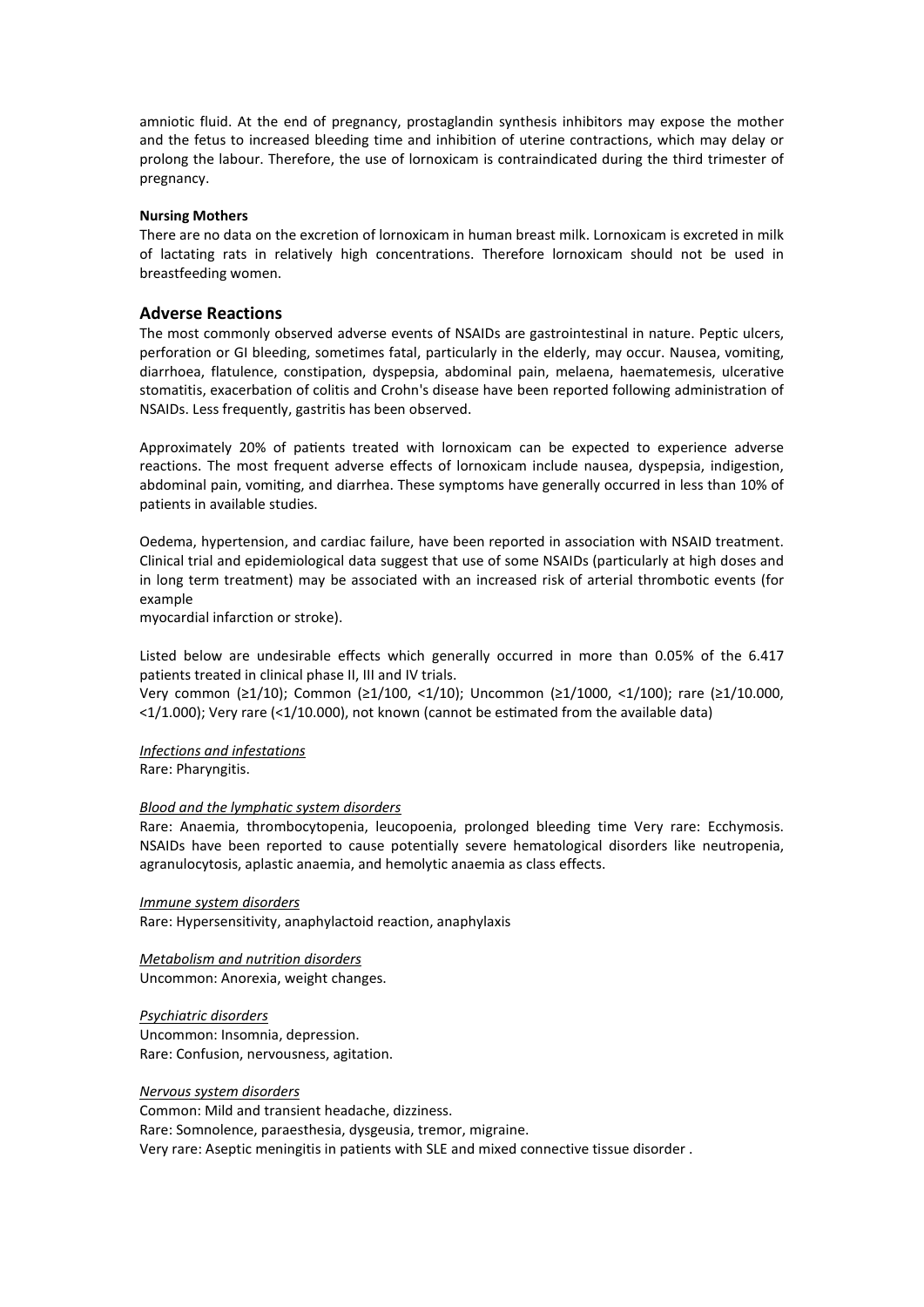amniotic fluid. At the end of pregnancy, prostaglandin synthesis inhibitors may expose the mother and the fetus to increased bleeding time and inhibition of uterine contractions, which may delay or prolong the labour. Therefore, the use of lornoxicam is contraindicated during the third trimester of pregnancy.

**Nursing Mothers**

There are no data on the excretion of lornoxicam in human breast milk. Lornoxicam is excreted in milk of lactating rats in relatively high concentrations. Therefore lornoxicam should not be used in breastfeeding women.

## Adverse Reactions

The most commonly observed adverse events of NSAIDs are gastrointestinal in nature. Peptic ulcers, perforation or GI bleeding, sometimes fatal, particularly in the elderly, may occur. Nausea, vomiting, diarrhoea, flatulence, constipation, dyspepsia, abdominal pain, melaena, haematemesis, ulcerative stomatitis, exacerbation of colitis and Crohn's disease have been reported following administration of NSAIDs. Less frequently, gastritis has been observed.

Approximately 20% of patients treated with lornoxicam can be expected to experience adverse reactions. The most frequent adverse effects of lornoxicam include nausea, dyspepsia, indigestion, abdominal pain, vomiting, and diarrhea. These symptoms have generally occurred in less than 10% of patients in available studies.

Oedema, hypertension, and cardiac failure, have been reported in association with NSAID treatment. Clinical trial and epidemiological data suggest that use of some NSAIDs (particularly at high doses and in long term treatment) may be associated with an increased risk of arterial thrombotic events (for example
myocardial infarction or stroke).

Listed below are undesirable effects which generally occurred in more than 0.05% of the 6.417 patients treated in clinical phase II, III and IV trials.
Very common (≥1/10); Common (≥1/100, <1/10); Uncommon (≥1/1000, <1/100); rare (≥1/10.000, <1/1.000); Very rare (<1/10.000), not known (cannot be estimated from the available data)

*Infections and infestations*
Rare: Pharyngitis.

*Blood and the lymphatic system disorders*
Rare: Anaemia, thrombocytopenia, leucopoenia, prolonged bleeding time Very rare: Ecchymosis. NSAIDs have been reported to cause potentially severe hematological disorders like neutropenia, agranulocytosis, aplastic anaemia, and hemolytic anaemia as class effects.

*Immune system disorders*
Rare: Hypersensitivity, anaphylactoid reaction, anaphylaxis

*Metabolism and nutrition disorders*
Uncommon: Anorexia, weight changes.

*Psychiatric disorders*
Uncommon: Insomnia, depression.
Rare: Confusion, nervousness, agitation.

*Nervous system disorders*
Common: Mild and transient headache, dizziness.
Rare: Somnolence, paraesthesia, dysgeusia, tremor, migraine.
Very rare: Aseptic meningitis in patients with SLE and mixed connective tissue disorder .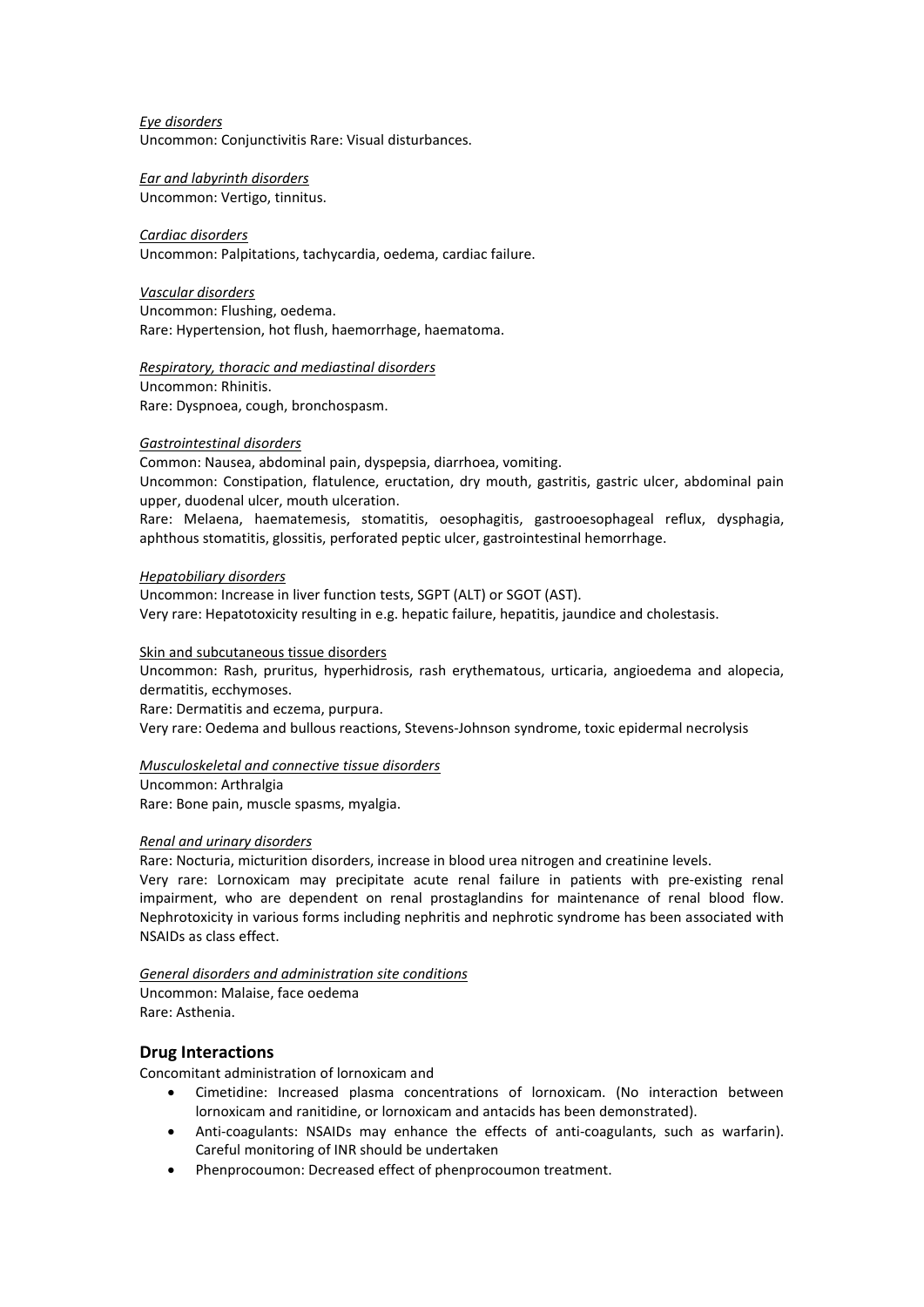*Eye disorders*
Uncommon: Conjunctivitis Rare: Visual disturbances.

*Ear and labyrinth disorders*
Uncommon: Vertigo, tinnitus.

*Cardiac disorders*
Uncommon: Palpitations, tachycardia, oedema, cardiac failure.

*Vascular disorders*
Uncommon: Flushing, oedema.
Rare: Hypertension, hot flush, haemorrhage, haematoma.

*Respiratory, thoracic and mediastinal disorders*
Uncommon: Rhinitis.
Rare: Dyspnoea, cough, bronchospasm.

*Gastrointestinal disorders*
Common: Nausea, abdominal pain, dyspepsia, diarrhoea, vomiting.
Uncommon: Constipation, flatulence, eructation, dry mouth, gastritis, gastric ulcer, abdominal pain upper, duodenal ulcer, mouth ulceration.
Rare: Melaena, haematemesis, stomatitis, oesophagitis, gastrooesophageal reflux, dysphagia, aphthous stomatitis, glossitis, perforated peptic ulcer, gastrointestinal hemorrhage.

*Hepatobiliary disorders*
Uncommon: Increase in liver function tests, SGPT (ALT) or SGOT (AST).
Very rare: Hepatotoxicity resulting in e.g. hepatic failure, hepatitis, jaundice and cholestasis.

Skin and subcutaneous tissue disorders
Uncommon: Rash, pruritus, hyperhidrosis, rash erythematous, urticaria, angioedema and alopecia, dermatitis, ecchymoses.
Rare: Dermatitis and eczema, purpura.
Very rare: Oedema and bullous reactions, Stevens-Johnson syndrome, toxic epidermal necrolysis

*Musculoskeletal and connective tissue disorders*
Uncommon: Arthralgia
Rare: Bone pain, muscle spasms, myalgia.

*Renal and urinary disorders*
Rare: Nocturia, micturition disorders, increase in blood urea nitrogen and creatinine levels.
Very rare: Lornoxicam may precipitate acute renal failure in patients with pre-existing renal impairment, who are dependent on renal prostaglandins for maintenance of renal blood flow. Nephrotoxicity in various forms including nephritis and nephrotic syndrome has been associated with NSAIDs as class effect.

*General disorders and administration site conditions*
Uncommon: Malaise, face oedema
Rare: Asthenia.

## Drug Interactions

Concomitant administration of lornoxicam and

- Cimetidine: Increased plasma concentrations of lornoxicam. (No interaction between lornoxicam and ranitidine, or lornoxicam and antacids has been demonstrated).
- Anti-coagulants: NSAIDs may enhance the effects of anti-coagulants, such as warfarin). Careful monitoring of INR should be undertaken
- Phenprocoumon: Decreased effect of phenprocoumon treatment.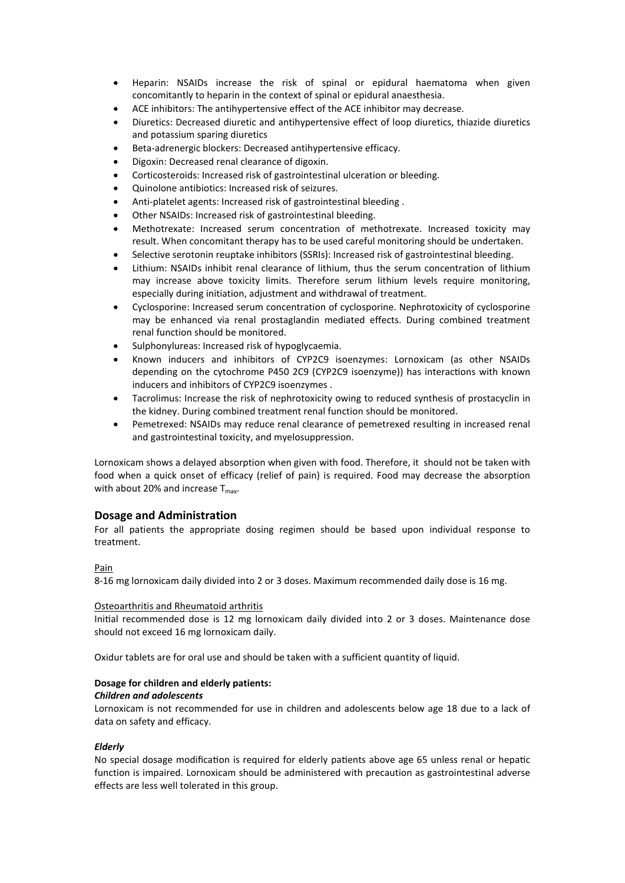- Heparin: NSAIDs increase the risk of spinal or epidural haematoma when given concomitantly to heparin in the context of spinal or epidural anaesthesia.
- ACE inhibitors: The antihypertensive effect of the ACE inhibitor may decrease.
- Diuretics: Decreased diuretic and antihypertensive effect of loop diuretics, thiazide diuretics and potassium sparing diuretics
- Beta-adrenergic blockers: Decreased antihypertensive efficacy.
- Digoxin: Decreased renal clearance of digoxin.
- Corticosteroids: Increased risk of gastrointestinal ulceration or bleeding.
- Quinolone antibiotics: Increased risk of seizures.
- Anti-platelet agents: Increased risk of gastrointestinal bleeding .
- Other NSAIDs: Increased risk of gastrointestinal bleeding.
- Methotrexate: Increased serum concentration of methotrexate. Increased toxicity may result. When concomitant therapy has to be used careful monitoring should be undertaken.
- Selective serotonin reuptake inhibitors (SSRIs): Increased risk of gastrointestinal bleeding.
- Lithium: NSAIDs inhibit renal clearance of lithium, thus the serum concentration of lithium may increase above toxicity limits. Therefore serum lithium levels require monitoring, especially during initiation, adjustment and withdrawal of treatment.
- Cyclosporine: Increased serum concentration of cyclosporine. Nephrotoxicity of cyclosporine may be enhanced via renal prostaglandin mediated effects. During combined treatment renal function should be monitored.
- Sulphonylureas: Increased risk of hypoglycaemia.
- Known inducers and inhibitors of CYP2C9 isoenzymes: Lornoxicam (as other NSAIDs depending on the cytochrome P450 2C9 (CYP2C9 isoenzyme)) has interactions with known inducers and inhibitors of CYP2C9 isoenzymes .
- Tacrolimus: Increase the risk of nephrotoxicity owing to reduced synthesis of prostacyclin in the kidney. During combined treatment renal function should be monitored.
- Pemetrexed: NSAIDs may reduce renal clearance of pemetrexed resulting in increased renal and gastrointestinal toxicity, and myelosuppression.

Lornoxicam shows a delayed absorption when given with food. Therefore, it should not be taken with food when a quick onset of efficacy (relief of pain) is required. Food may decrease the absorption with about 20% and increase $T_{max}$.

## Dosage and Administration

For all patients the appropriate dosing regimen should be based upon individual response to treatment.

Pain

8-16 mg lornoxicam daily divided into 2 or 3 doses. Maximum recommended daily dose is 16 mg.

Osteoarthritis and Rheumatoid arthritis

Initial recommended dose is 12 mg lornoxicam daily divided into 2 or 3 doses. Maintenance dose should not exceed 16 mg lornoxicam daily.

Oxidur tablets are for oral use and should be taken with a sufficient quantity of liquid.

**Dosage for children and elderly patients:**

***Children and adolescents***

Lornoxicam is not recommended for use in children and adolescents below age 18 due to a lack of data on safety and efficacy.

***Elderly***

No special dosage modification is required for elderly patients above age 65 unless renal or hepatic function is impaired. Lornoxicam should be administered with precaution as gastrointestinal adverse effects are less well tolerated in this group.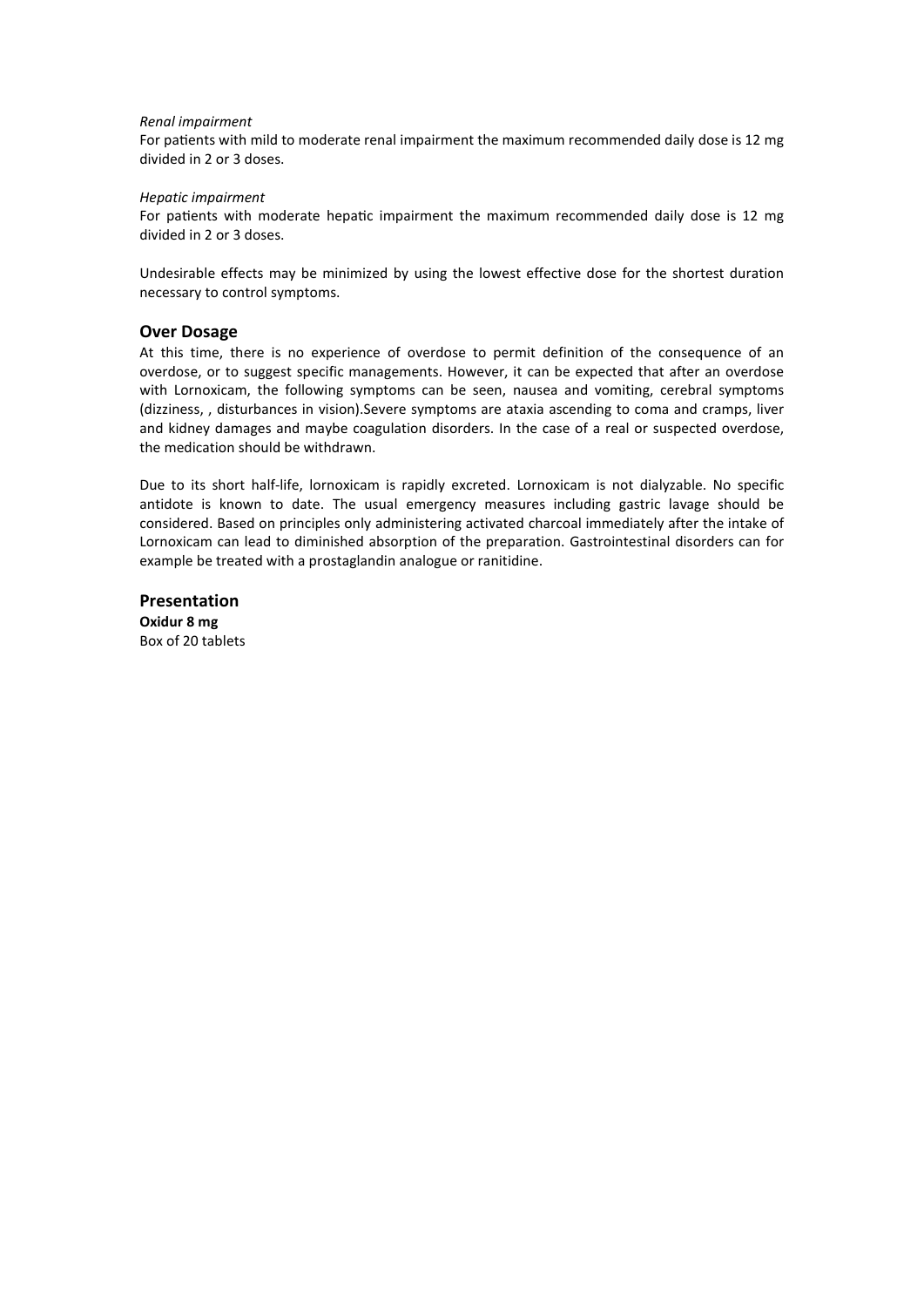*Renal impairment*

For patients with mild to moderate renal impairment the maximum recommended daily dose is 12 mg divided in 2 or 3 doses.

*Hepatic impairment*

For patients with moderate hepatic impairment the maximum recommended daily dose is 12 mg divided in 2 or 3 doses.

Undesirable effects may be minimized by using the lowest effective dose for the shortest duration necessary to control symptoms.

## Over Dosage

At this time, there is no experience of overdose to permit definition of the consequence of an overdose, or to suggest specific managements. However, it can be expected that after an overdose with Lornoxicam, the following symptoms can be seen, nausea and vomiting, cerebral symptoms (dizziness, , disturbances in vision).Severe symptoms are ataxia ascending to coma and cramps, liver and kidney damages and maybe coagulation disorders. In the case of a real or suspected overdose, the medication should be withdrawn.

Due to its short half-life, lornoxicam is rapidly excreted. Lornoxicam is not dialyzable. No specific antidote is known to date. The usual emergency measures including gastric lavage should be considered. Based on principles only administering activated charcoal immediately after the intake of Lornoxicam can lead to diminished absorption of the preparation. Gastrointestinal disorders can for example be treated with a prostaglandin analogue or ranitidine.

## Presentation

**Oxidur 8 mg**

Box of 20 tablets